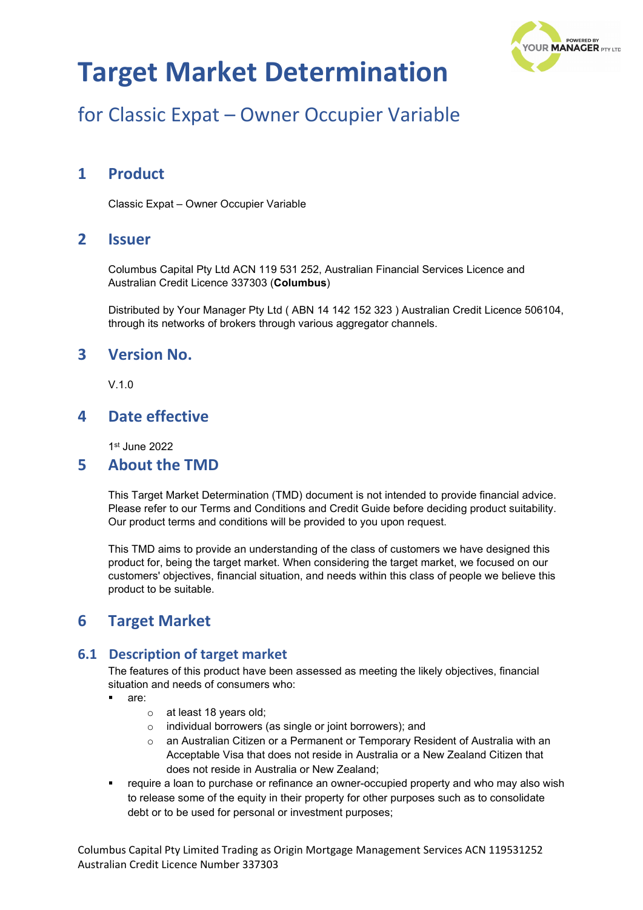# Target Market Determination

## for Classic Expat – Owner Occupier Variable

## 1 Product

Classic Expat – Owner Occupier Variable

## 2 Issuer

Columbus Capital Pty Ltd ACN 119 531 252, Australian Financial Services Licence and Australian Credit Licence 337303 (**Columbus**)

Distributed by Your Manager Pty Ltd ( ABN 14 142 152 323 ) Australian Credit Licence 506104, through its networks of brokers through various aggregator channels.

## 3 Version No.

V.1.0

## 4 Date effective

1st June 2022

## 5 About the TMD

This Target Market Determination (TMD) document is not intended to provide financial advice. Please refer to our Terms and Conditions and Credit Guide before deciding product suitability. Our product terms and conditions will be provided to you upon request.

This TMD aims to provide an understanding of the class of customers we have designed this product for, being the target market. When considering the target market, we focused on our customers' objectives, financial situation, and needs within this class of people we believe this product to be suitable.

## 6 Target Market

### 6.1 Description of target market

The features of this product have been assessed as meeting the likely objectives, financial situation and needs of consumers who:

- are:
  - at least 18 years old;
  - individual borrowers (as single or joint borrowers); and
  - an Australian Citizen or a Permanent or Temporary Resident of Australia with an Acceptable Visa that does not reside in Australia or a New Zealand Citizen that does not reside in Australia or New Zealand;
- require a loan to purchase or refinance an owner-occupied property and who may also wish to release some of the equity in their property for other purposes such as to consolidate debt or to be used for personal or investment purposes;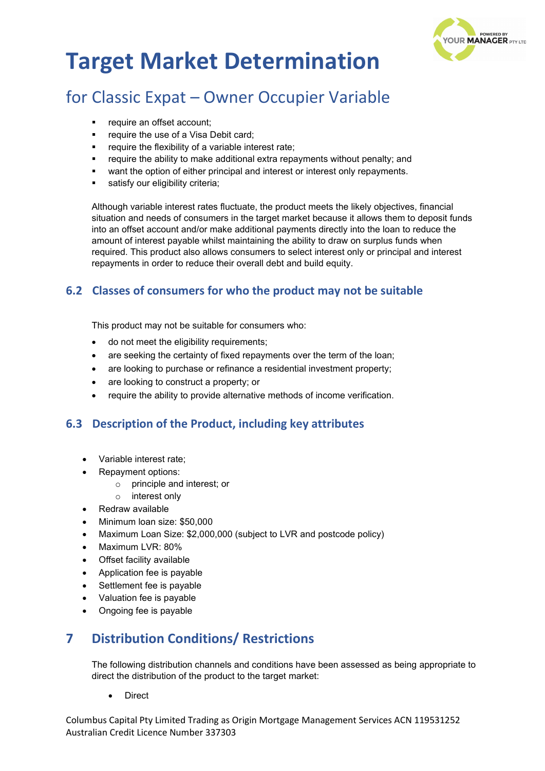- require an offset account;
- require the use of a Visa Debit card;
- require the flexibility of a variable interest rate;
- require the ability to make additional extra repayments without penalty; and
- want the option of either principal and interest or interest only repayments.
- satisfy our eligibility criteria;

Although variable interest rates fluctuate, the product meets the likely objectives, financial situation and needs of consumers in the target market because it allows them to deposit funds into an offset account and/or make additional payments directly into the loan to reduce the amount of interest payable whilst maintaining the ability to draw on surplus funds when required. This product also allows consumers to select interest only or principal and interest repayments in order to reduce their overall debt and build equity.

## 6.2 Classes of consumers for who the product may not be suitable

This product may not be suitable for consumers who:

- do not meet the eligibility requirements;
- are seeking the certainty of fixed repayments over the term of the loan;
- are looking to purchase or refinance a residential investment property;
- are looking to construct a property; or
- require the ability to provide alternative methods of income verification.

## 6.3 Description of the Product, including key attributes

- Variable interest rate;
- Repayment options:
  - principle and interest; or
  - interest only
- Redraw available
- Minimum loan size: $50,000
- Maximum Loan Size: $2,000,000 (subject to LVR and postcode policy)
- Maximum LVR: 80%
- Offset facility available
- Application fee is payable
- Settlement fee is payable
- Valuation fee is payable
- Ongoing fee is payable

# 7 Distribution Conditions/ Restrictions

The following distribution channels and conditions have been assessed as being appropriate to direct the distribution of the product to the target market:

- Direct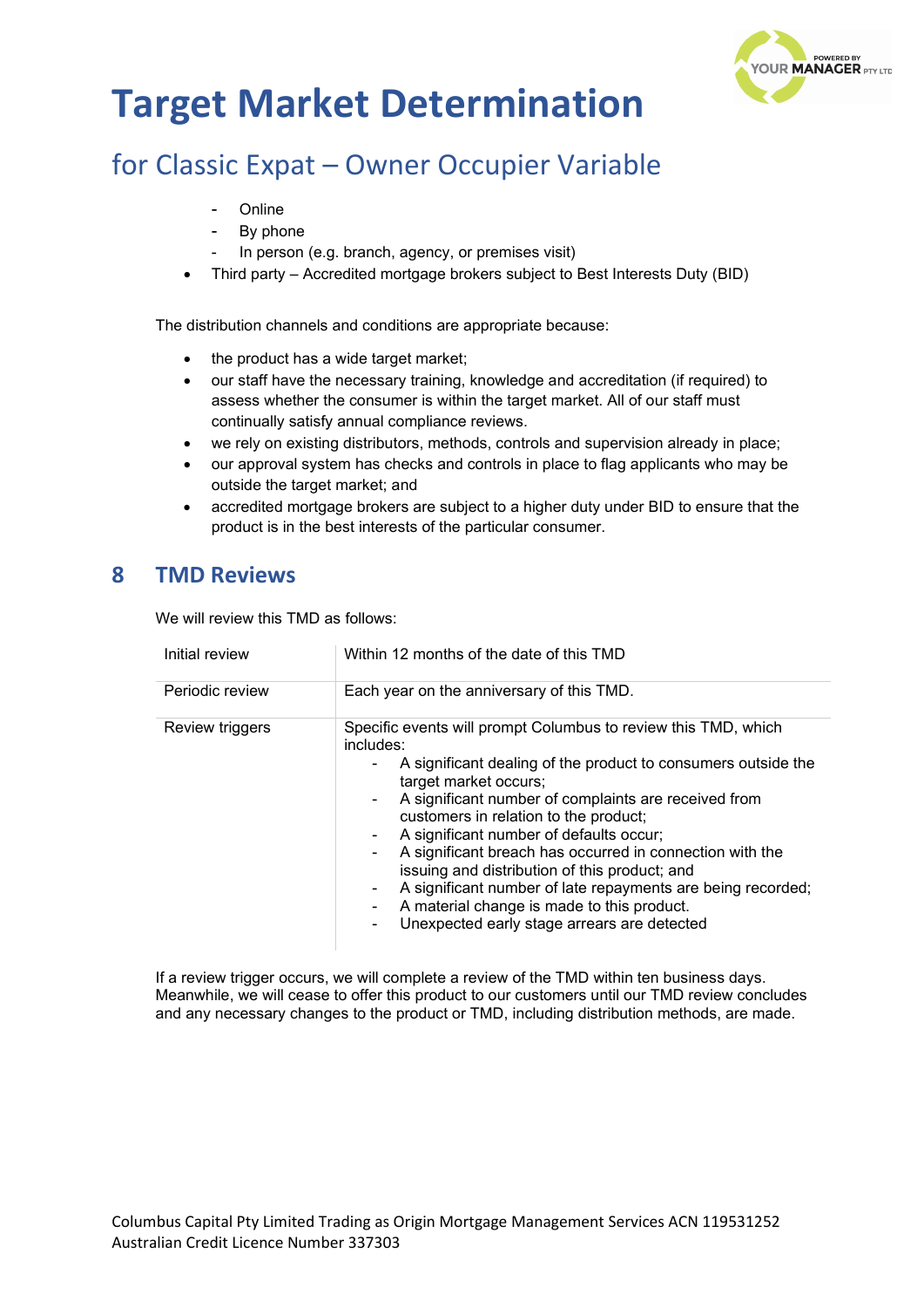- Online
- By phone
- In person (e.g. branch, agency, or premises visit)

- Third party – Accredited mortgage brokers subject to Best Interests Duty (BID)

The distribution channels and conditions are appropriate because:

- the product has a wide target market;
- our staff have the necessary training, knowledge and accreditation (if required) to assess whether the consumer is within the target market. All of our staff must continually satisfy annual compliance reviews.
- we rely on existing distributors, methods, controls and supervision already in place;
- our approval system has checks and controls in place to flag applicants who may be outside the target market; and
- accredited mortgage brokers are subject to a higher duty under BID to ensure that the product is in the best interests of the particular consumer.

## 8 TMD Reviews

We will review this TMD as follows:

| | |
|---|---|
| Initial review | Within 12 months of the date of this TMD |
| Periodic review | Each year on the anniversary of this TMD. |
| Review triggers | Specific events will prompt Columbus to review this TMD, which includes:<br>- A significant dealing of the product to consumers outside the target market occurs;<br>- A significant number of complaints are received from customers in relation to the product;<br>- A significant number of defaults occur;<br>- A significant breach has occurred in connection with the issuing and distribution of this product; and<br>- A significant number of late repayments are being recorded;<br>- A material change is made to this product.<br>- Unexpected early stage arrears are detected |

If a review trigger occurs, we will complete a review of the TMD within ten business days. Meanwhile, we will cease to offer this product to our customers until our TMD review concludes and any necessary changes to the product or TMD, including distribution methods, are made.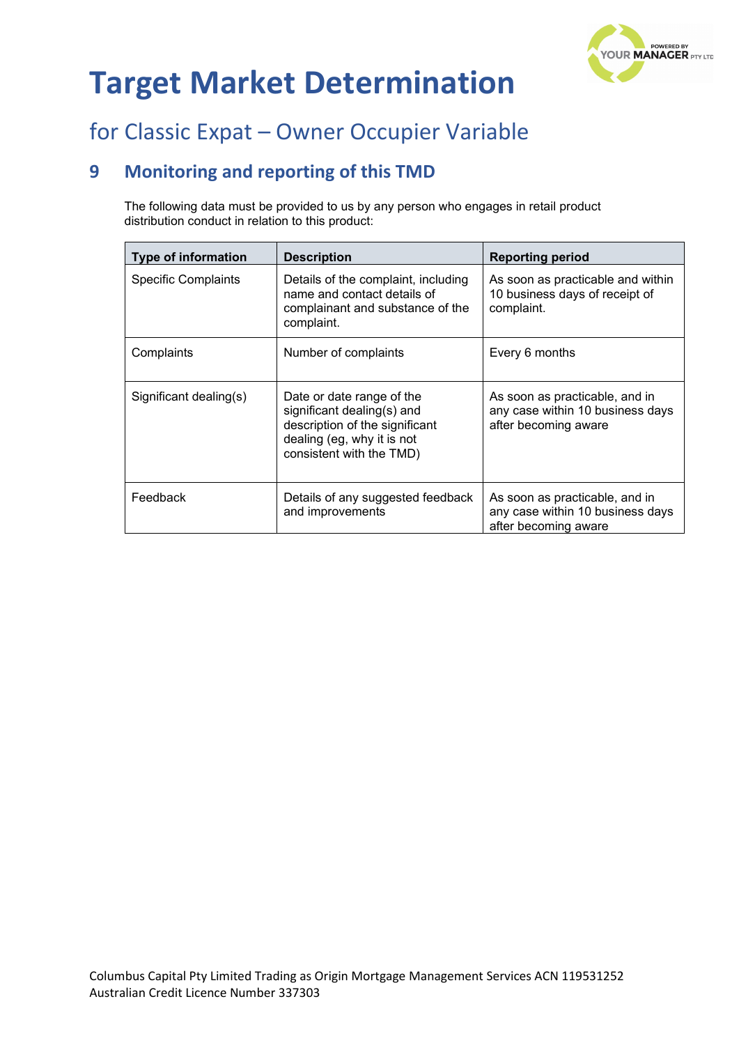# Target Market Determination

## for Classic Expat – Owner Occupier Variable

## 9 Monitoring and reporting of this TMD

The following data must be provided to us by any person who engages in retail product distribution conduct in relation to this product:

| Type of information | Description | Reporting period |
|---|---|---|
| Specific Complaints | Details of the complaint, including name and contact details of complainant and substance of the complaint. | As soon as practicable and within 10 business days of receipt of complaint. |
| Complaints | Number of complaints | Every 6 months |
| Significant dealing(s) | Date or date range of the significant dealing(s) and description of the significant dealing (eg, why it is not consistent with the TMD) | As soon as practicable, and in any case within 10 business days after becoming aware |
| Feedback | Details of any suggested feedback and improvements | As soon as practicable, and in any case within 10 business days after becoming aware |